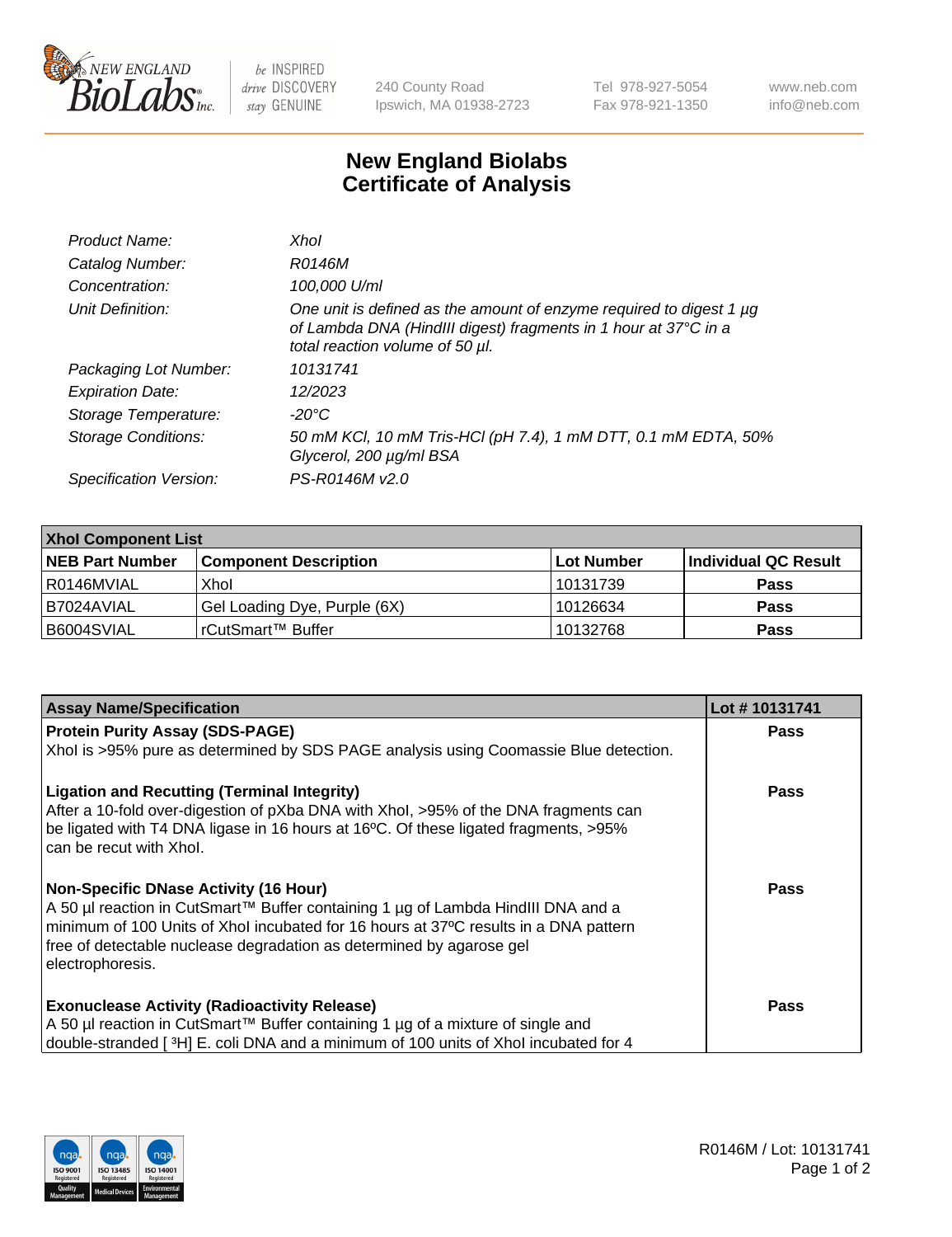# New England Biolabs
# Certificate of Analysis

| | |
|---|---|
| *Product Name:* | *XhoI* |
| *Catalog Number:* | *R0146M* |
| *Concentration:* | *100,000 U/ml* |
| *Unit Definition:* | *One unit is defined as the amount of enzyme required to digest 1 µg of Lambda DNA (HindIII digest) fragments in 1 hour at 37°C in a total reaction volume of 50 µl.* |
| *Packaging Lot Number:* | *10131741* |
| *Expiration Date:* | *12/2023* |
| *Storage Temperature:* | *-20°C* |
| *Storage Conditions:* | *50 mM KCl, 10 mM Tris-HCl (pH 7.4), 1 mM DTT, 0.1 mM EDTA, 50% Glycerol, 200 µg/ml BSA* |
| *Specification Version:* | *PS-R0146M v2.0* |

| **XhoI Component List** | | | |
|---|---|---|---|
| **NEB Part Number** | **Component Description** | **Lot Number** | **Individual QC Result** |
| R0146MVIAL | XhoI | 10131739 | **Pass** |
| B7024AVIAL | Gel Loading Dye, Purple (6X) | 10126634 | **Pass** |
| B6004SVIAL | rCutSmart™ Buffer | 10132768 | **Pass** |

| **Assay Name/Specification** | **Lot # 10131741** |
|---|---|
| **Protein Purity Assay (SDS-PAGE)**<br>XhoI is >95% pure as determined by SDS PAGE analysis using Coomassie Blue detection. | **Pass** |
| **Ligation and Recutting (Terminal Integrity)**<br>After a 10-fold over-digestion of pXba DNA with XhoI, >95% of the DNA fragments can be ligated with T4 DNA ligase in 16 hours at 16ºC. Of these ligated fragments, >95% can be recut with XhoI. | **Pass** |
| **Non-Specific DNase Activity (16 Hour)**<br>A 50 µl reaction in CutSmart™ Buffer containing 1 µg of Lambda HindIII DNA and a minimum of 100 Units of XhoI incubated for 16 hours at 37ºC results in a DNA pattern free of detectable nuclease degradation as determined by agarose gel electrophoresis. | **Pass** |
| **Exonuclease Activity (Radioactivity Release)**<br>A 50 µl reaction in CutSmart™ Buffer containing 1 µg of a mixture of single and double-stranded [ $^3$H] E. coli DNA and a minimum of 100 units of XhoI incubated for 4 | **Pass** |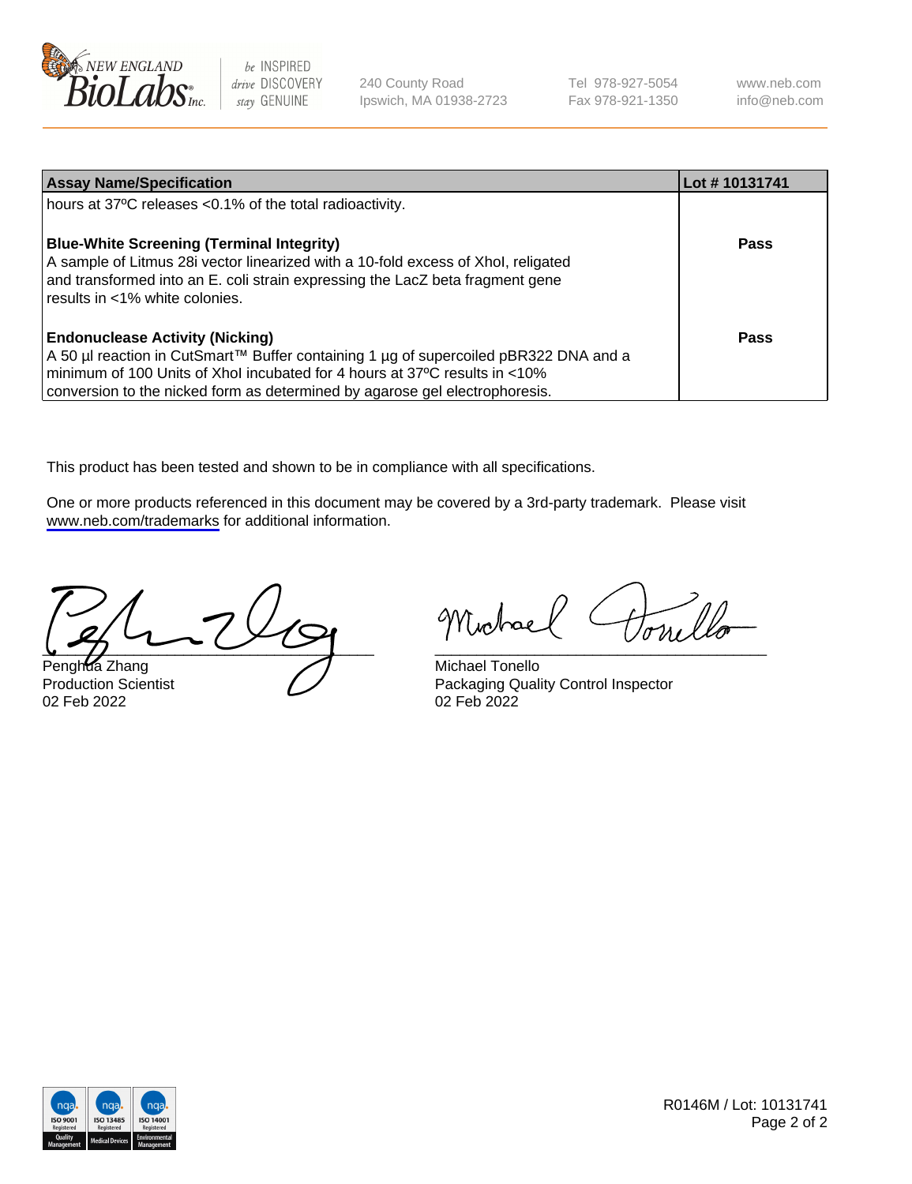| Assay Name/Specification | Lot # 10131741 |
| --- | --- |
| hours at 37ºC releases <0.1% of the total radioactivity. | |
| **Blue-White Screening (Terminal Integrity)**<br>A sample of Litmus 28i vector linearized with a 10-fold excess of XhoI, religated and transformed into an E. coli strain expressing the LacZ beta fragment gene results in <1% white colonies. | **Pass** |
| **Endonuclease Activity (Nicking)**<br>A 50 µl reaction in CutSmart™ Buffer containing 1 µg of supercoiled pBR322 DNA and a minimum of 100 Units of XhoI incubated for 4 hours at 37ºC results in <10% conversion to the nicked form as determined by agarose gel electrophoresis. | **Pass** |

This product has been tested and shown to be in compliance with all specifications.

One or more products referenced in this document may be covered by a 3rd-party trademark. Please visit www.neb.com/trademarks for additional information.

Penghua Zhang
Production Scientist
02 Feb 2022

Michael Tonello
Packaging Quality Control Inspector
02 Feb 2022

R0146M / Lot: 10131741